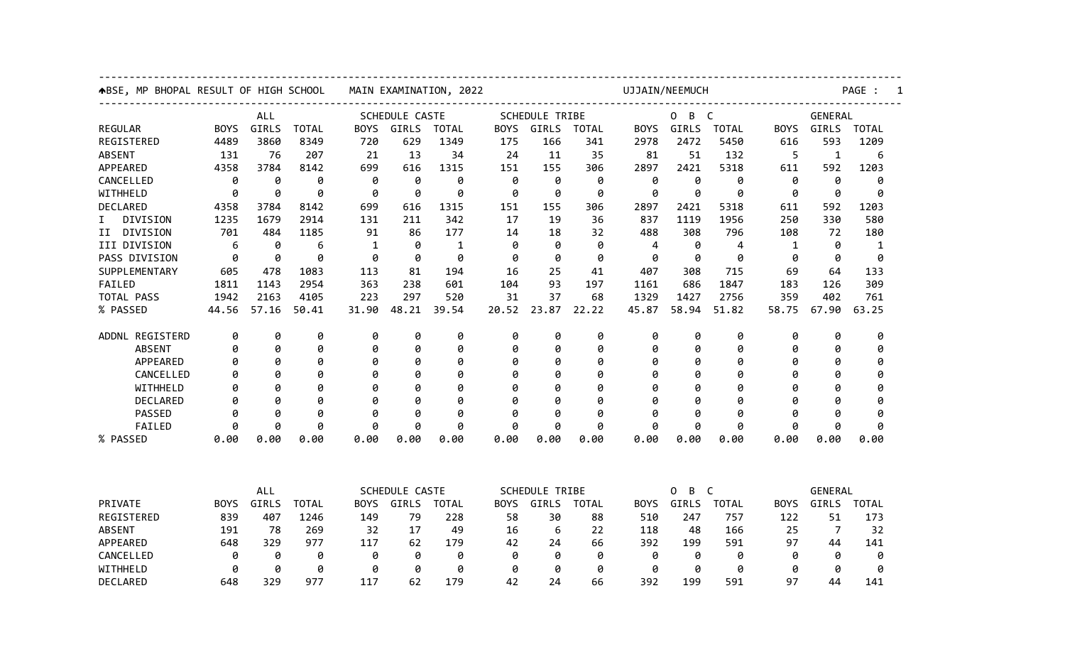BSE, MP BHOPAL RESULT OF HIGH SCHOOL MAIN EXAMINATION, 2022 UJJAIN/NEEMUCH

| | ALL | | | SCHEDULE CASTE | | | SCHEDULE TRIBE | | | O B C | | | GENERAL | | |
|---|---|---|---|---|---|---|---|---|---|---|---|---|---|---|---|
| REGULAR | BOYS | GIRLS | TOTAL | BOYS | GIRLS | TOTAL | BOYS | GIRLS | TOTAL | BOYS | GIRLS | TOTAL | BOYS | GIRLS | TOTAL |
| REGISTERED | 4489 | 3860 | 8349 | 720 | 629 | 1349 | 175 | 166 | 341 | 2978 | 2472 | 5450 | 616 | 593 | 1209 |
| ABSENT | 131 | 76 | 207 | 21 | 13 | 34 | 24 | 11 | 35 | 81 | 51 | 132 | 5 | 1 | 6 |
| APPEARED | 4358 | 3784 | 8142 | 699 | 616 | 1315 | 151 | 155 | 306 | 2897 | 2421 | 5318 | 611 | 592 | 1203 |
| CANCELLED | 0 | 0 | 0 | 0 | 0 | 0 | 0 | 0 | 0 | 0 | 0 | 0 | 0 | 0 | 0 |
| WITHHELD | 0 | 0 | 0 | 0 | 0 | 0 | 0 | 0 | 0 | 0 | 0 | 0 | 0 | 0 | 0 |
| DECLARED | 4358 | 3784 | 8142 | 699 | 616 | 1315 | 151 | 155 | 306 | 2897 | 2421 | 5318 | 611 | 592 | 1203 |
| I DIVISION | 1235 | 1679 | 2914 | 131 | 211 | 342 | 17 | 19 | 36 | 837 | 1119 | 1956 | 250 | 330 | 580 |
| II DIVISION | 701 | 484 | 1185 | 91 | 86 | 177 | 14 | 18 | 32 | 488 | 308 | 796 | 108 | 72 | 180 |
| III DIVISION | 6 | 0 | 6 | 1 | 0 | 1 | 0 | 0 | 0 | 4 | 0 | 4 | 1 | 0 | 1 |
| PASS DIVISION | 0 | 0 | 0 | 0 | 0 | 0 | 0 | 0 | 0 | 0 | 0 | 0 | 0 | 0 | 0 |
| SUPPLEMENTARY | 605 | 478 | 1083 | 113 | 81 | 194 | 16 | 25 | 41 | 407 | 308 | 715 | 69 | 64 | 133 |
| FAILED | 1811 | 1143 | 2954 | 363 | 238 | 601 | 104 | 93 | 197 | 1161 | 686 | 1847 | 183 | 126 | 309 |
| TOTAL PASS | 1942 | 2163 | 4105 | 223 | 297 | 520 | 31 | 37 | 68 | 1329 | 1427 | 2756 | 359 | 402 | 761 |
| % PASSED | 44.56 | 57.16 | 50.41 | 31.90 | 48.21 | 39.54 | 20.52 | 23.87 | 22.22 | 45.87 | 58.94 | 51.82 | 58.75 | 67.90 | 63.25 |
| ADDNL REGISTERD | 0 | 0 | 0 | 0 | 0 | 0 | 0 | 0 | 0 | 0 | 0 | 0 | 0 | 0 | 0 |
| ABSENT | 0 | 0 | 0 | 0 | 0 | 0 | 0 | 0 | 0 | 0 | 0 | 0 | 0 | 0 | 0 |
| APPEARED | 0 | 0 | 0 | 0 | 0 | 0 | 0 | 0 | 0 | 0 | 0 | 0 | 0 | 0 | 0 |
| CANCELLED | 0 | 0 | 0 | 0 | 0 | 0 | 0 | 0 | 0 | 0 | 0 | 0 | 0 | 0 | 0 |
| WITHHELD | 0 | 0 | 0 | 0 | 0 | 0 | 0 | 0 | 0 | 0 | 0 | 0 | 0 | 0 | 0 |
| DECLARED | 0 | 0 | 0 | 0 | 0 | 0 | 0 | 0 | 0 | 0 | 0 | 0 | 0 | 0 | 0 |
| PASSED | 0 | 0 | 0 | 0 | 0 | 0 | 0 | 0 | 0 | 0 | 0 | 0 | 0 | 0 | 0 |
| FAILED | 0 | 0 | 0 | 0 | 0 | 0 | 0 | 0 | 0 | 0 | 0 | 0 | 0 | 0 | 0 |
| % PASSED | 0.00 | 0.00 | 0.00 | 0.00 | 0.00 | 0.00 | 0.00 | 0.00 | 0.00 | 0.00 | 0.00 | 0.00 | 0.00 | 0.00 | 0.00 |

| | ALL | | | SCHEDULE CASTE | | | SCHEDULE TRIBE | | | O B C | | | GENERAL | | |
|---|---|---|---|---|---|---|---|---|---|---|---|---|---|---|---|
| PRIVATE | BOYS | GIRLS | TOTAL | BOYS | GIRLS | TOTAL | BOYS | GIRLS | TOTAL | BOYS | GIRLS | TOTAL | BOYS | GIRLS | TOTAL |
| REGISTERED | 839 | 407 | 1246 | 149 | 79 | 228 | 58 | 30 | 88 | 510 | 247 | 757 | 122 | 51 | 173 |
| ABSENT | 191 | 78 | 269 | 32 | 17 | 49 | 16 | 6 | 22 | 118 | 48 | 166 | 25 | 7 | 32 |
| APPEARED | 648 | 329 | 977 | 117 | 62 | 179 | 42 | 24 | 66 | 392 | 199 | 591 | 97 | 44 | 141 |
| CANCELLED | 0 | 0 | 0 | 0 | 0 | 0 | 0 | 0 | 0 | 0 | 0 | 0 | 0 | 0 | 0 |
| WITHHELD | 0 | 0 | 0 | 0 | 0 | 0 | 0 | 0 | 0 | 0 | 0 | 0 | 0 | 0 | 0 |
| DECLARED | 648 | 329 | 977 | 117 | 62 | 179 | 42 | 24 | 66 | 392 | 199 | 591 | 97 | 44 | 141 |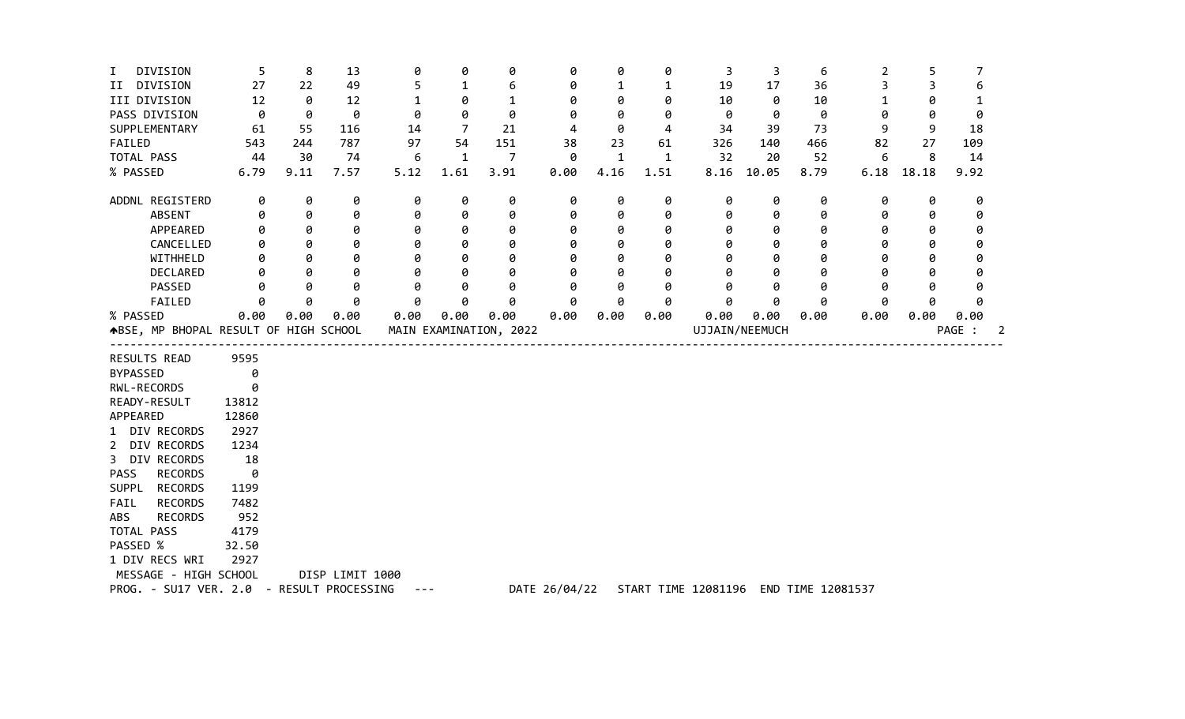| | | | | | | | | | | | | | | | |
|---|---|---|---|---|---|---|---|---|---|---|---|---|---|---|---|
| I DIVISION | 5 | 8 | 13 | 0 | 0 | 0 | 0 | 0 | 0 | 3 | 3 | 6 | 2 | 5 | 7 |
| II DIVISION | 27 | 22 | 49 | 5 | 1 | 6 | 0 | 1 | 1 | 19 | 17 | 36 | 3 | 3 | 6 |
| III DIVISION | 12 | 0 | 12 | 1 | 0 | 1 | 0 | 0 | 0 | 10 | 0 | 10 | 1 | 0 | 1 |
| PASS DIVISION | 0 | 0 | 0 | 0 | 0 | 0 | 0 | 0 | 0 | 0 | 0 | 0 | 0 | 0 | 0 |
| SUPPLEMENTARY | 61 | 55 | 116 | 14 | 7 | 21 | 4 | 0 | 4 | 34 | 39 | 73 | 9 | 9 | 18 |
| FAILED | 543 | 244 | 787 | 97 | 54 | 151 | 38 | 23 | 61 | 326 | 140 | 466 | 82 | 27 | 109 |
| TOTAL PASS | 44 | 30 | 74 | 6 | 1 | 7 | 0 | 1 | 1 | 32 | 20 | 52 | 6 | 8 | 14 |
| % PASSED | 6.79 | 9.11 | 7.57 | 5.12 | 1.61 | 3.91 | 0.00 | 4.16 | 1.51 | 8.16 | 10.05 | 8.79 | 6.18 | 18.18 | 9.92 |
| ADDNL REGISTERD | 0 | 0 | 0 | 0 | 0 | 0 | 0 | 0 | 0 | 0 | 0 | 0 | 0 | 0 | 0 |
| ABSENT | 0 | 0 | 0 | 0 | 0 | 0 | 0 | 0 | 0 | 0 | 0 | 0 | 0 | 0 | 0 |
| APPEARED | 0 | 0 | 0 | 0 | 0 | 0 | 0 | 0 | 0 | 0 | 0 | 0 | 0 | 0 | 0 |
| CANCELLED | 0 | 0 | 0 | 0 | 0 | 0 | 0 | 0 | 0 | 0 | 0 | 0 | 0 | 0 | 0 |
| WITHHELD | 0 | 0 | 0 | 0 | 0 | 0 | 0 | 0 | 0 | 0 | 0 | 0 | 0 | 0 | 0 |
| DECLARED | 0 | 0 | 0 | 0 | 0 | 0 | 0 | 0 | 0 | 0 | 0 | 0 | 0 | 0 | 0 |
| PASSED | 0 | 0 | 0 | 0 | 0 | 0 | 0 | 0 | 0 | 0 | 0 | 0 | 0 | 0 | 0 |
| FAILED | 0 | 0 | 0 | 0 | 0 | 0 | 0 | 0 | 0 | 0 | 0 | 0 | 0 | 0 | 0 |
| % PASSED | 0.00 | 0.00 | 0.00 | 0.00 | 0.00 | 0.00 | 0.00 | 0.00 | 0.00 | 0.00 | 0.00 | 0.00 | 0.00 | 0.00 | 0.00 |

BSE, MP BHOPAL RESULT OF HIGH SCHOOL    MAIN EXAMINATION, 2022    UJJAIN/NEEMUCH

| | |
|---|---|
| RESULTS READ | 9595 |
| BYPASSED | 0 |
| RWL-RECORDS | 0 |
| READY-RESULT | 13812 |
| APPEARED | 12860 |
| 1 DIV RECORDS | 2927 |
| 2 DIV RECORDS | 1234 |
| 3 DIV RECORDS | 18 |
| PASS RECORDS | 0 |
| SUPPL RECORDS | 1199 |
| FAIL RECORDS | 7482 |
| ABS RECORDS | 952 |
| TOTAL PASS | 4179 |
| PASSED % | 32.50 |
| 1 DIV RECS WRI | 2927 |

MESSAGE - HIGH SCHOOL    DISP LIMIT 1000

PROG. - SU17 VER. 2.0 - RESULT PROCESSING ---    DATE 26/04/22    START TIME 12081196    END TIME 12081537